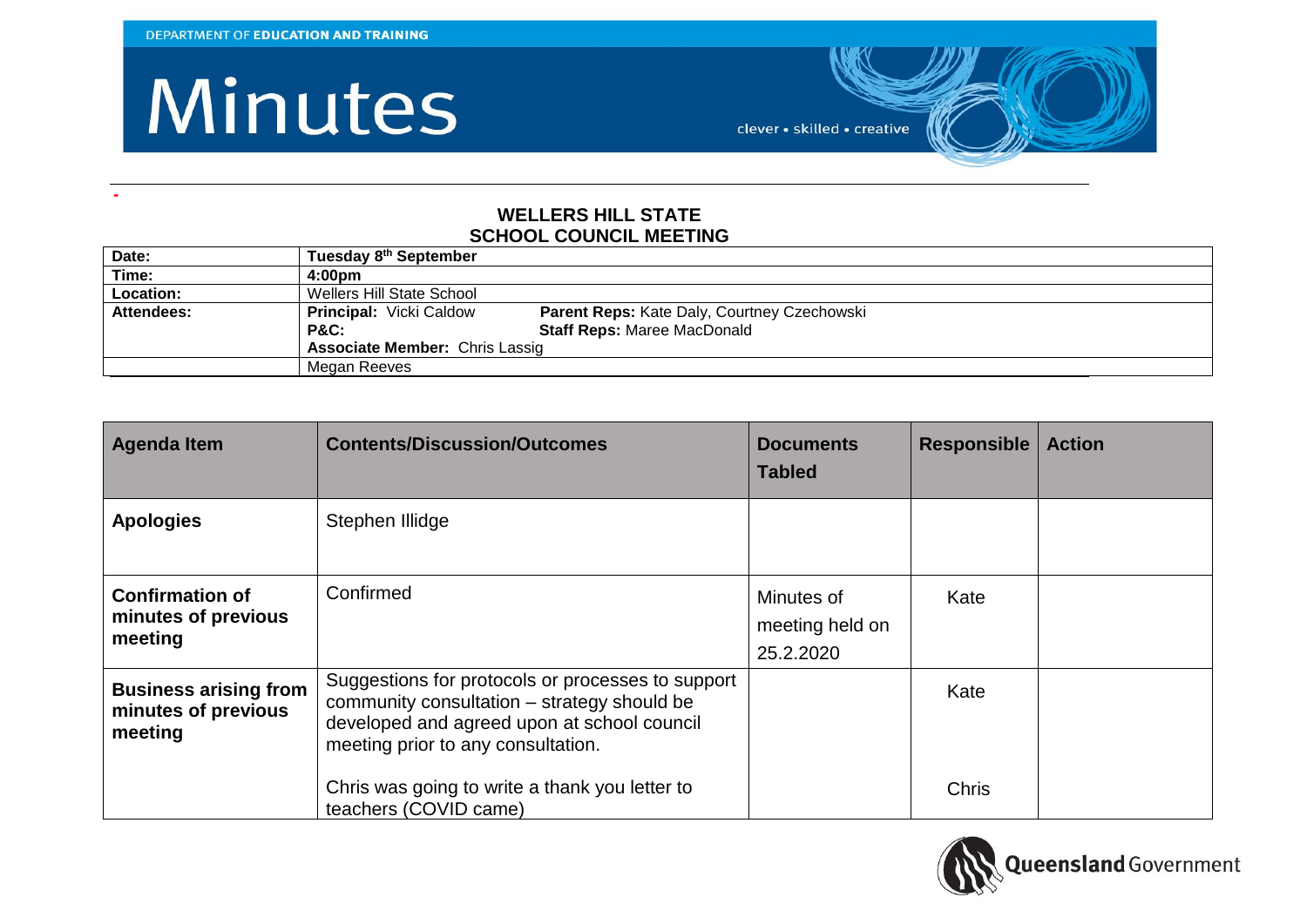DEPARTMENT OF **EDUCATION AND TRAINING**

# Minutes

clever • skilled • creative

-

## WELLERS HILL STATE SCHOOL COUNCIL MEETING

| | |
|---|---|
| **Date:** | **Tuesday 8th September** |
| **Time:** | **4:00pm** |
| **Location:** | Wellers Hill State School |
| **Attendees:** | **Principal:** Vicki Caldow **Parent Reps:** Kate Daly, Courtney Czechowski<br>**P&C:** **Staff Reps:** Maree MacDonald<br>**Associate Member:** Chris Lassig |
| | Megan Reeves |

| Agenda Item | Contents/Discussion/Outcomes | Documents Tabled | Responsible | Action |
|---|---|---|---|---|
| **Apologies** | Stephen Illidge | | | |
| **Confirmation of minutes of previous meeting** | Confirmed | Minutes of meeting held on 25.2.2020 | Kate | |
| **Business arising from minutes of previous meeting** | Suggestions for protocols or processes to support community consultation – strategy should be developed and agreed upon at school council meeting prior to any consultation.<br><br>Chris was going to write a thank you letter to teachers (COVID came) | | Kate<br><br>Chris | |

Queensland Government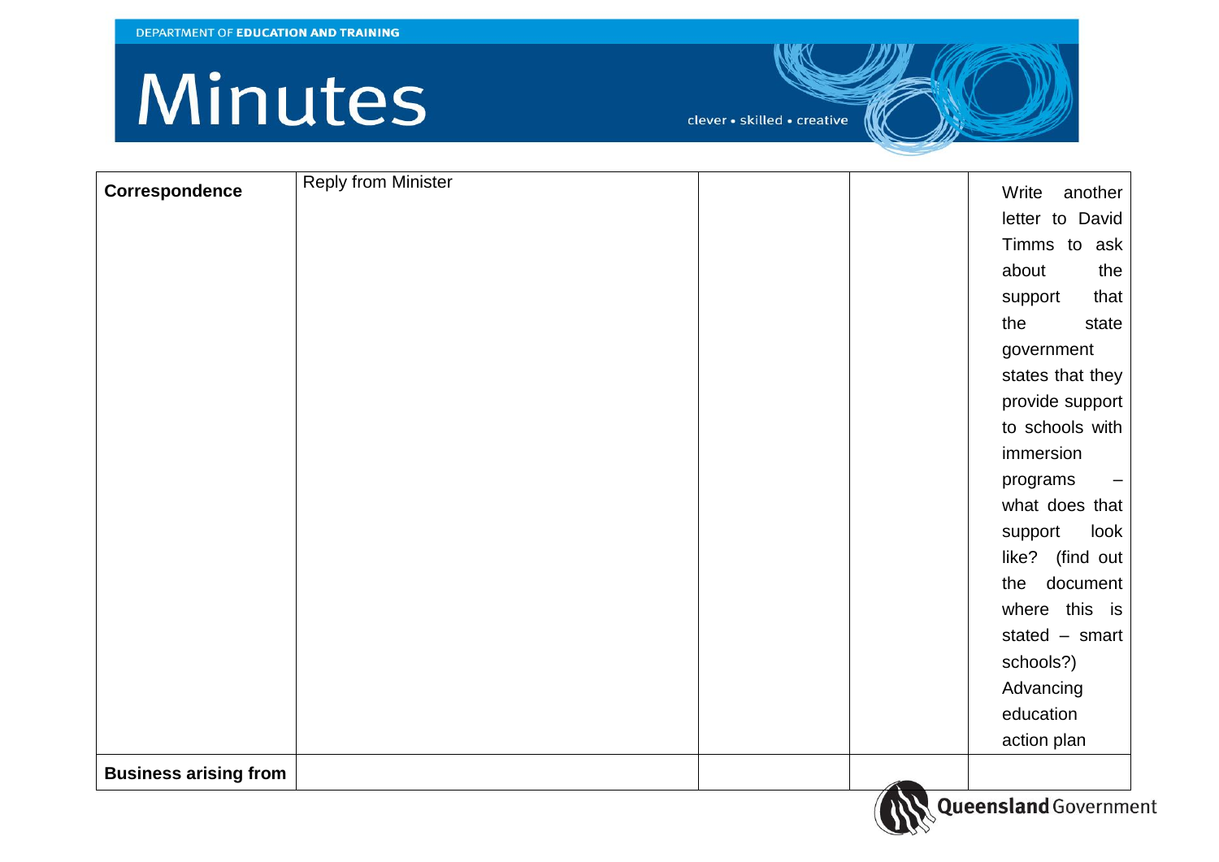# Minutes

| Correspondence | Reply from Minister | | | Write another letter to David Timms to ask about the support that the state government states that they provide support to schools with immersion programs – what does that support look like? (find out the document where this is stated – smart schools?) Advancing education action plan |
|---|---|---|---|---|
| **Business arising from** | | | | |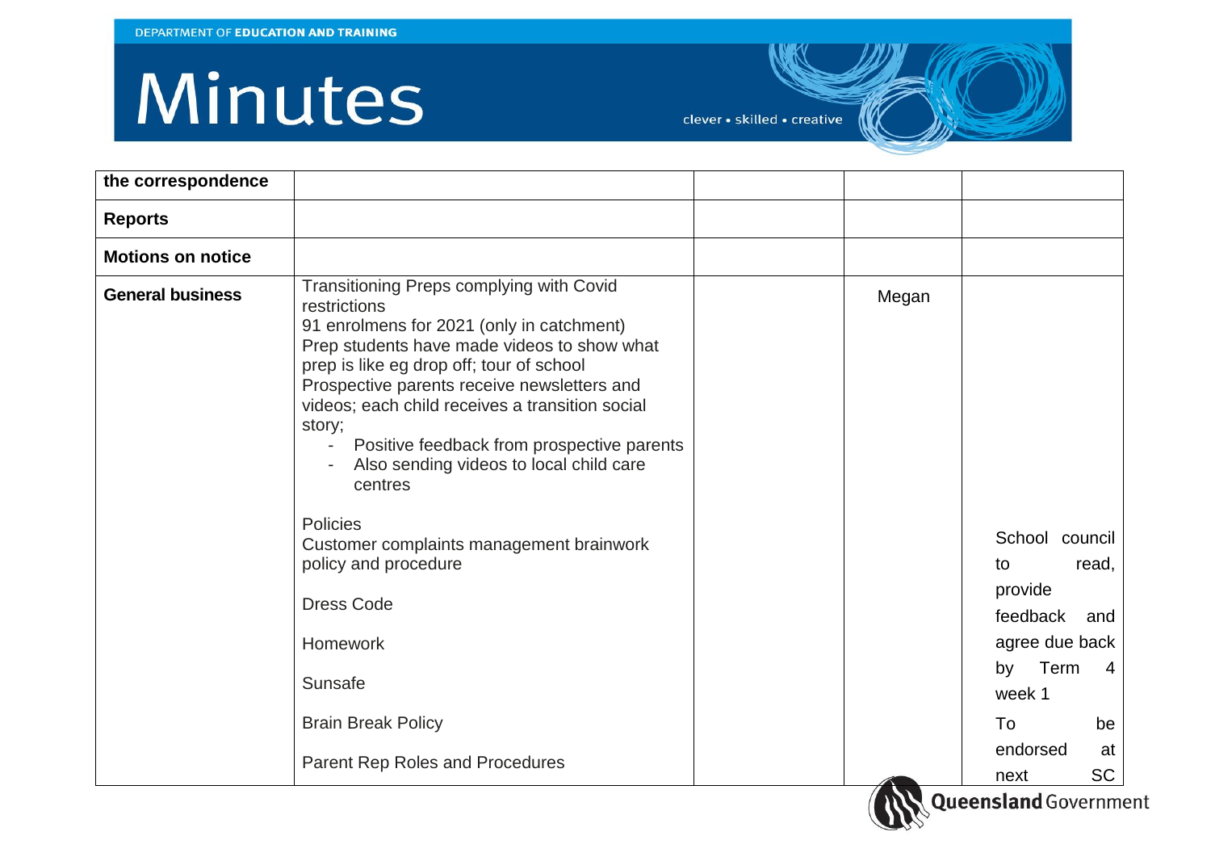| the correspondence | | | | |
|---|---|---|---|---|
| **Reports** | | | | |
| **Motions on notice** | | | | |
| **General business** | Transitioning Preps complying with Covid restrictions<br>91 enrolmens for 2021 (only in catchment)<br>Prep students have made videos to show what prep is like eg drop off; tour of school<br>Prospective parents receive newsletters and videos; each child receives a transition social story;<br>- Positive feedback from prospective parents<br>- Also sending videos to local child care centres<br><br>Policies<br>Customer complaints management brainwork policy and procedure<br><br>Dress Code<br><br>Homework<br><br>Sunsafe<br><br>Brain Break Policy<br><br>Parent Rep Roles and Procedures | | Megan | School council to read, provide feedback and agree due back by Term 4 week 1<br><br>To be endorsed at next SC |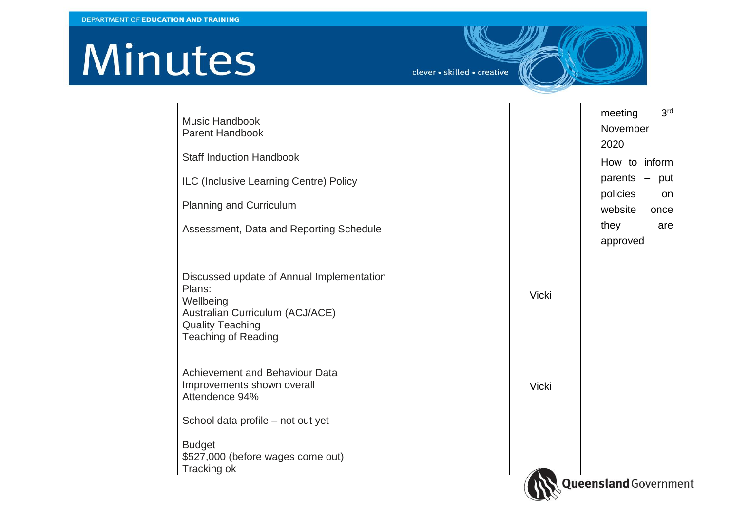| | | | | |
|---|---|---|---|---|
| | Music Handbook<br>Parent Handbook<br><br>Staff Induction Handbook<br><br>ILC (Inclusive Learning Centre) Policy<br><br>Planning and Curriculum<br><br>Assessment, Data and Reporting Schedule | | | meeting 3rd November 2020<br>How to inform parents – put policies on website once they are approved |
| | Discussed update of Annual Implementation Plans:<br>Wellbeing<br>Australian Curriculum (ACJ/ACE)<br>Quality Teaching<br>Teaching of Reading | | Vicki | |
| | Achievement and Behaviour Data<br>Improvements shown overall<br>Attendence 94%<br><br>School data profile – not out yet<br><br>Budget<br>$527,000 (before wages come out)<br>Tracking ok | | Vicki | |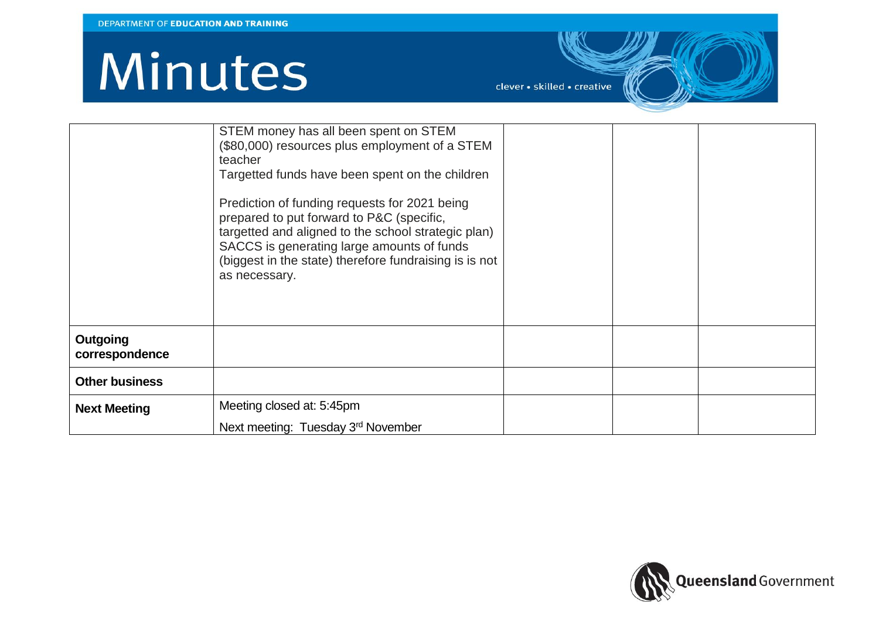# Minutes

| | | | | |
|---|---|---|---|---|
| | STEM money has all been spent on STEM ($80,000) resources plus employment of a STEM teacher<br>Targetted funds have been spent on the children<br><br>Prediction of funding requests for 2021 being prepared to put forward to P&C (specific, targetted and aligned to the school strategic plan)<br>SACCS is generating large amounts of funds (biggest in the state) therefore fundraising is is not as necessary. | | | |
| **Outgoing correspondence** | | | | |
| **Other business** | | | | |
| **Next Meeting** | Meeting closed at: 5:45pm<br>Next meeting: Tuesday 3rd November | | | |